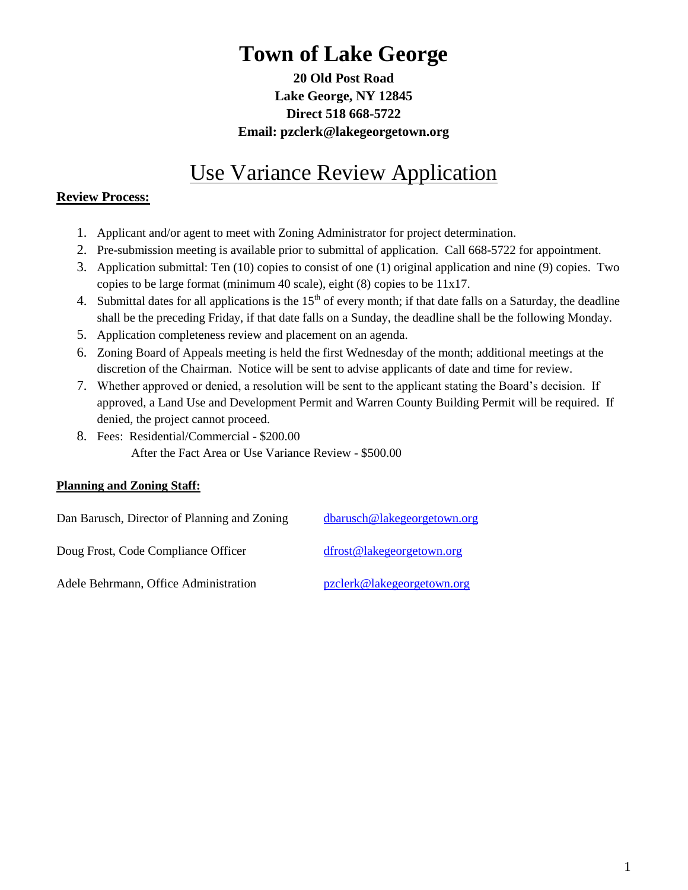# Town of Lake George

**20 Old Post Road**
**Lake George, NY 12845**
**Direct 518 668-5722**
**Email: pzclerk@lakegeorgetown.org**

## Use Variance Review Application

**Review Process:**

1. Applicant and/or agent to meet with Zoning Administrator for project determination.
2. Pre-submission meeting is available prior to submittal of application. Call 668-5722 for appointment.
3. Application submittal: Ten (10) copies to consist of one (1) original application and nine (9) copies. Two copies to be large format (minimum 40 scale), eight (8) copies to be 11x17.
4. Submittal dates for all applications is the 15th of every month; if that date falls on a Saturday, the deadline shall be the preceding Friday, if that date falls on a Sunday, the deadline shall be the following Monday.
5. Application completeness review and placement on an agenda.
6. Zoning Board of Appeals meeting is held the first Wednesday of the month; additional meetings at the discretion of the Chairman. Notice will be sent to advise applicants of date and time for review.
7. Whether approved or denied, a resolution will be sent to the applicant stating the Board's decision. If approved, a Land Use and Development Permit and Warren County Building Permit will be required. If denied, the project cannot proceed.
8. Fees: Residential/Commercial - $200.00
   After the Fact Area or Use Variance Review - $500.00

**Planning and Zoning Staff:**

| | |
|---|---|
| Dan Barusch, Director of Planning and Zoning | dbarusch@lakegeorgetown.org |
| Doug Frost, Code Compliance Officer | dfrost@lakegeorgetown.org |
| Adele Behrmann, Office Administration | pzclerk@lakegeorgetown.org |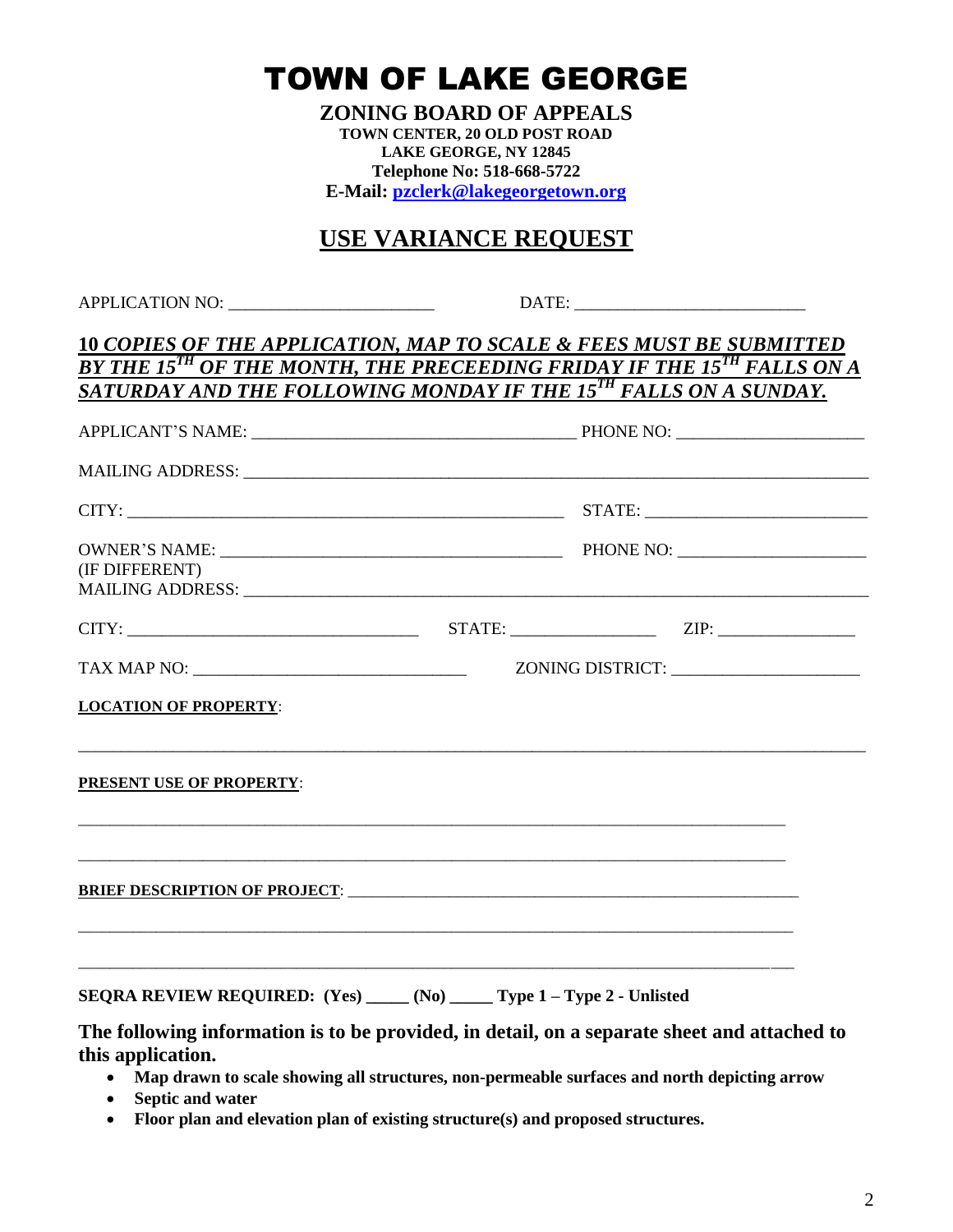# TOWN OF LAKE GEORGE

**ZONING BOARD OF APPEALS**
**TOWN CENTER, 20 OLD POST ROAD**
**LAKE GEORGE, NY 12845**
**Telephone No: 518-668-5722**
**E-Mail: pzclerk@lakegeorgetown.org**

## USE VARIANCE REQUEST

APPLICATION NO: ________________________ DATE: ___________________________

***10 COPIES OF THE APPLICATION, MAP TO SCALE & FEES MUST BE SUBMITTED BY THE 15TH OF THE MONTH, THE PRECEEDING FRIDAY IF THE 15TH FALLS ON A SATURDAY AND THE FOLLOWING MONDAY IF THE 15TH FALLS ON A SUNDAY.***

APPLICANT'S NAME: ______________________________________ PHONE NO: ______________________

MAILING ADDRESS: ___________________________________________________________________________

CITY: ___________________________________________________ STATE: _________________________

OWNER'S NAME: _______________________________________ PHONE NO: ______________________
(IF DIFFERENT)
MAILING ADDRESS: ___________________________________________________________________________

CITY: __________________________________ STATE: _________________ ZIP: ________________

TAX MAP NO: _______________________________ ZONING DISTRICT: ______________________

**LOCATION OF PROPERTY**:

_____________________________________________________________________________________________

**PRESENT USE OF PROPERTY**:

_____________________________________________________________________________________________

_____________________________________________________________________________________________

**BRIEF DESCRIPTION OF PROJECT**: _________________________________________________________

_____________________________________________________________________________________________

_____________________________________________________________________________________________

**SEQRA REVIEW REQUIRED: (Yes) _____ (No) _____ Type 1 – Type 2 - Unlisted**

**The following information is to be provided, in detail, on a separate sheet and attached to this application.**

- **Map drawn to scale showing all structures, non-permeable surfaces and north depicting arrow**
- **Septic and water**
- **Floor plan and elevation plan of existing structure(s) and proposed structures.**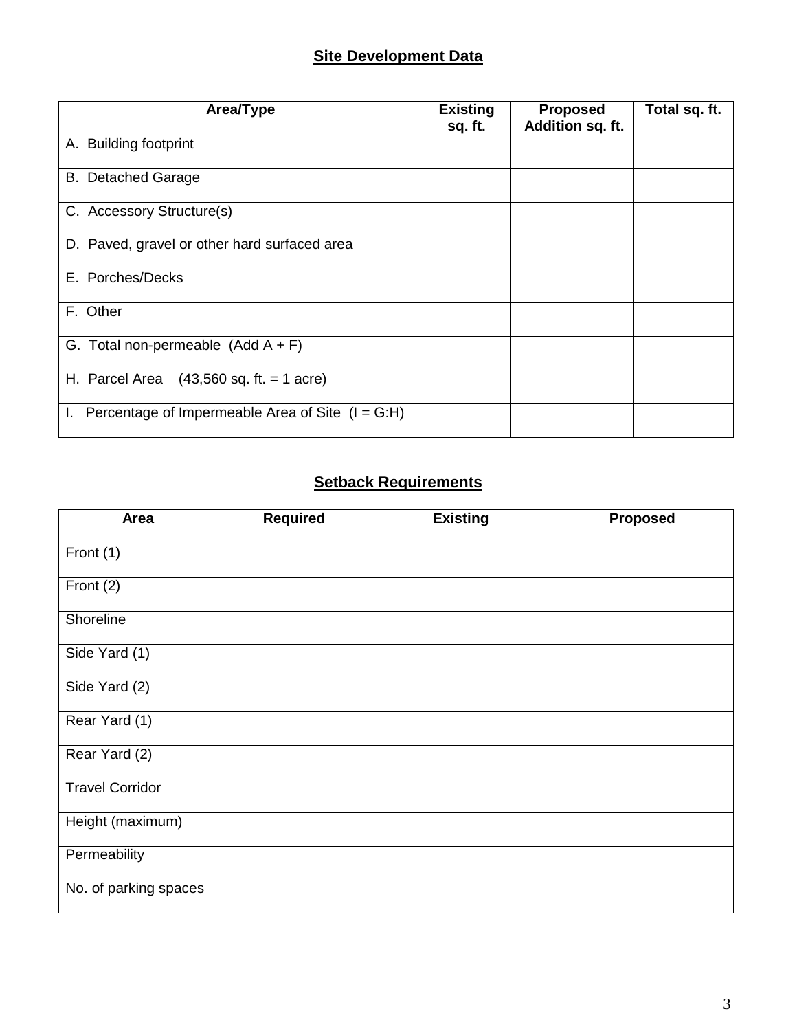## Site Development Data

| Area/Type | Existing sq. ft. | Proposed Addition sq. ft. | Total sq. ft. |
|---|---|---|---|
| A. Building footprint | | | |
| B. Detached Garage | | | |
| C. Accessory Structure(s) | | | |
| D. Paved, gravel or other hard surfaced area | | | |
| E. Porches/Decks | | | |
| F. Other | | | |
| G. Total non-permeable (Add A + F) | | | |
| H. Parcel Area (43,560 sq. ft. = 1 acre) | | | |
| I. Percentage of Impermeable Area of Site (I = G:H) | | | |

## Setback Requirements

| Area | Required | Existing | Proposed |
|---|---|---|---|
| Front (1) | | | |
| Front (2) | | | |
| Shoreline | | | |
| Side Yard (1) | | | |
| Side Yard (2) | | | |
| Rear Yard (1) | | | |
| Rear Yard (2) | | | |
| Travel Corridor | | | |
| Height (maximum) | | | |
| Permeability | | | |
| No. of parking spaces | | | |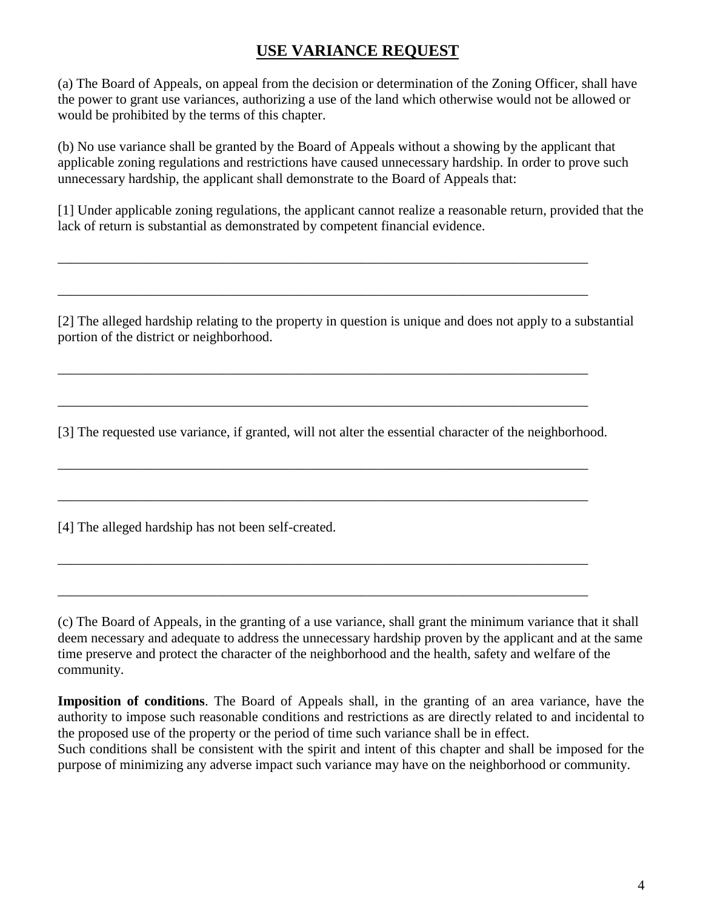# USE VARIANCE REQUEST

(a) The Board of Appeals, on appeal from the decision or determination of the Zoning Officer, shall have the power to grant use variances, authorizing a use of the land which otherwise would not be allowed or would be prohibited by the terms of this chapter.

(b) No use variance shall be granted by the Board of Appeals without a showing by the applicant that applicable zoning regulations and restrictions have caused unnecessary hardship. In order to prove such unnecessary hardship, the applicant shall demonstrate to the Board of Appeals that:

[1] Under applicable zoning regulations, the applicant cannot realize a reasonable return, provided that the lack of return is substantial as demonstrated by competent financial evidence.

________________________________________________________________________________

________________________________________________________________________________

[2] The alleged hardship relating to the property in question is unique and does not apply to a substantial portion of the district or neighborhood.

________________________________________________________________________________

________________________________________________________________________________

[3] The requested use variance, if granted, will not alter the essential character of the neighborhood.

________________________________________________________________________________

________________________________________________________________________________

[4] The alleged hardship has not been self-created.

________________________________________________________________________________

________________________________________________________________________________

(c) The Board of Appeals, in the granting of a use variance, shall grant the minimum variance that it shall deem necessary and adequate to address the unnecessary hardship proven by the applicant and at the same time preserve and protect the character of the neighborhood and the health, safety and welfare of the community.

**Imposition of conditions**. The Board of Appeals shall, in the granting of an area variance, have the authority to impose such reasonable conditions and restrictions as are directly related to and incidental to the proposed use of the property or the period of time such variance shall be in effect.
Such conditions shall be consistent with the spirit and intent of this chapter and shall be imposed for the purpose of minimizing any adverse impact such variance may have on the neighborhood or community.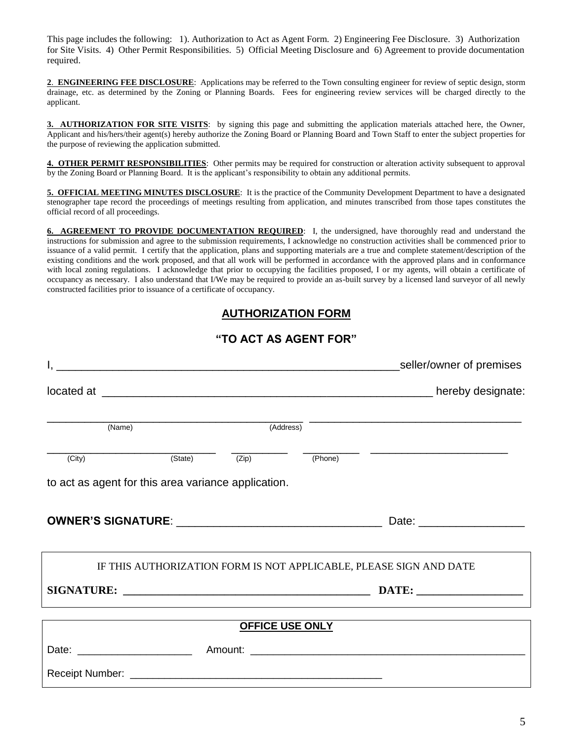This page includes the following: 1). Authorization to Act as Agent Form. 2) Engineering Fee Disclosure. 3) Authorization for Site Visits. 4) Other Permit Responsibilities. 5) Official Meeting Disclosure and 6) Agreement to provide documentation required.

**2**. **ENGINEERING FEE DISCLOSURE**: Applications may be referred to the Town consulting engineer for review of septic design, storm drainage, etc. as determined by the Zoning or Planning Boards. Fees for engineering review services will be charged directly to the applicant.

**3. AUTHORIZATION FOR SITE VISITS**: by signing this page and submitting the application materials attached here, the Owner, Applicant and his/hers/their agent(s) hereby authorize the Zoning Board or Planning Board and Town Staff to enter the subject properties for the purpose of reviewing the application submitted.

**4. OTHER PERMIT RESPONSIBILITIES**: Other permits may be required for construction or alteration activity subsequent to approval by the Zoning Board or Planning Board. It is the applicant's responsibility to obtain any additional permits.

**5. OFFICIAL MEETING MINUTES DISCLOSURE**: It is the practice of the Community Development Department to have a designated stenographer tape record the proceedings of meetings resulting from application, and minutes transcribed from those tapes constitutes the official record of all proceedings.

**6. AGREEMENT TO PROVIDE DOCUMENTATION REQUIRED**: I, the undersigned, have thoroughly read and understand the instructions for submission and agree to the submission requirements, I acknowledge no construction activities shall be commenced prior to issuance of a valid permit. I certify that the application, plans and supporting materials are a true and complete statement/description of the existing conditions and the work proposed, and that all work will be performed in accordance with the approved plans and in conformance with local zoning regulations. I acknowledge that prior to occupying the facilities proposed, I or my agents, will obtain a certificate of occupancy as necessary. I also understand that I/We may be required to provide an as-built survey by a licensed land surveyor of all newly constructed facilities prior to issuance of a certificate of occupancy.

## AUTHORIZATION FORM

## "TO ACT AS AGENT FOR"

I, ________________________________________________________seller/owner of premises

located at _____________________________________________________ hereby designate:

____________________________________ ______________________________
(Name) (Address)

_________________________ __________ __________ ______________________
(City) (State) (Zip) (Phone)

to act as agent for this area variance application.

**OWNER'S SIGNATURE**: ______________________________ Date: _______________

IF THIS AUTHORIZATION FORM IS NOT APPLICABLE, PLEASE SIGN AND DATE

**SIGNATURE: ________________________________________ DATE: ________________**

**OFFICE USE ONLY**

Date: ____________________ Amount: ____________________________________________

Receipt Number: ____________________________________________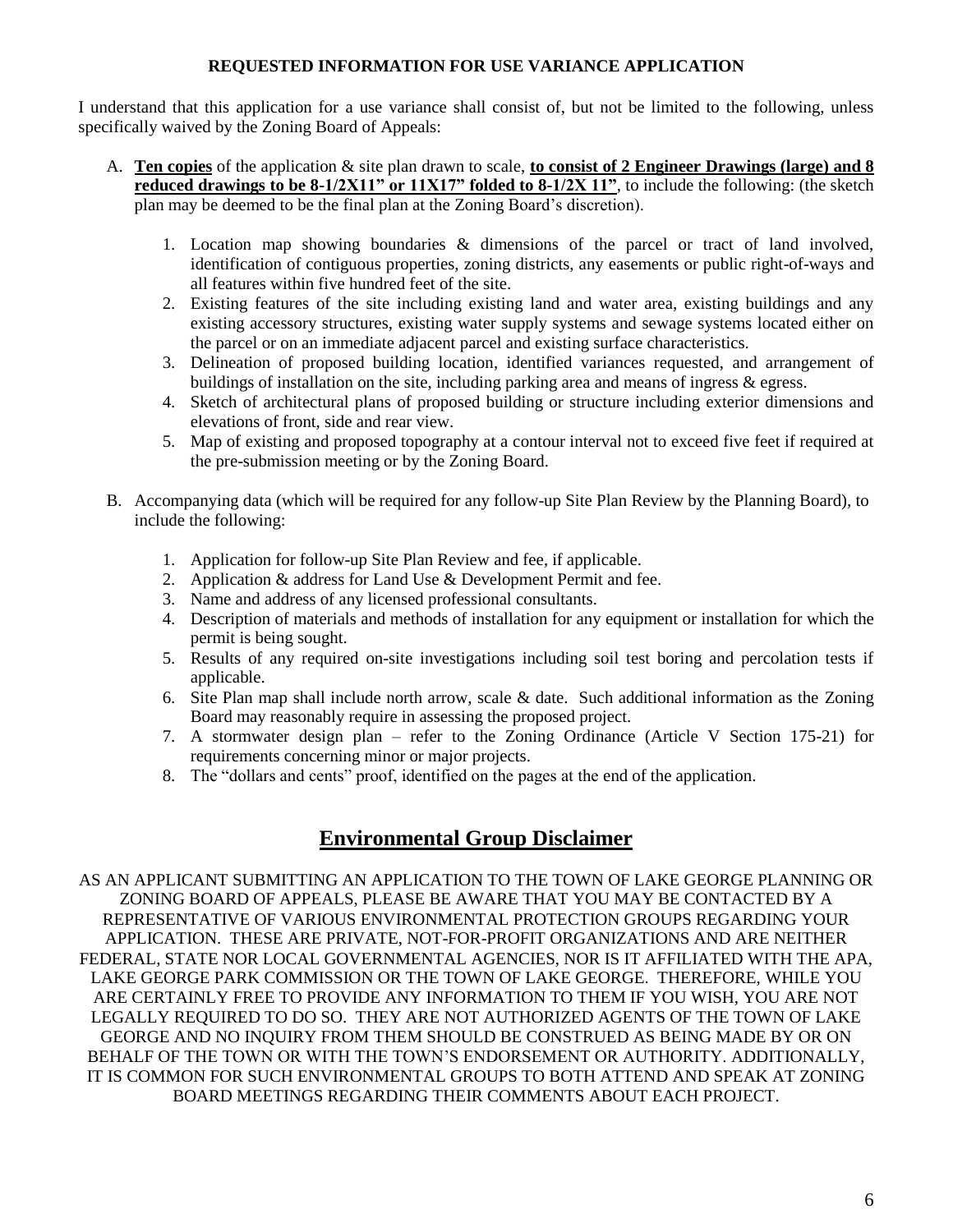**REQUESTED INFORMATION FOR USE VARIANCE APPLICATION**

I understand that this application for a use variance shall consist of, but not be limited to the following, unless specifically waived by the Zoning Board of Appeals:

A. **<u>Ten copies</u>** of the application & site plan drawn to scale, **<u>to consist of 2 Engineer Drawings (large) and 8 reduced drawings to be 8-1/2X11" or 11X17" folded to 8-1/2X 11"</u>**, to include the following: (the sketch plan may be deemed to be the final plan at the Zoning Board's discretion).

   1. Location map showing boundaries & dimensions of the parcel or tract of land involved, identification of contiguous properties, zoning districts, any easements or public right-of-ways and all features within five hundred feet of the site.
   2. Existing features of the site including existing land and water area, existing buildings and any existing accessory structures, existing water supply systems and sewage systems located either on the parcel or on an immediate adjacent parcel and existing surface characteristics.
   3. Delineation of proposed building location, identified variances requested, and arrangement of buildings of installation on the site, including parking area and means of ingress & egress.
   4. Sketch of architectural plans of proposed building or structure including exterior dimensions and elevations of front, side and rear view.
   5. Map of existing and proposed topography at a contour interval not to exceed five feet if required at the pre-submission meeting or by the Zoning Board.

B. Accompanying data (which will be required for any follow-up Site Plan Review by the Planning Board), to include the following:

   1. Application for follow-up Site Plan Review and fee, if applicable.
   2. Application & address for Land Use & Development Permit and fee.
   3. Name and address of any licensed professional consultants.
   4. Description of materials and methods of installation for any equipment or installation for which the permit is being sought.
   5. Results of any required on-site investigations including soil test boring and percolation tests if applicable.
   6. Site Plan map shall include north arrow, scale & date. Such additional information as the Zoning Board may reasonably require in assessing the proposed project.
   7. A stormwater design plan – refer to the Zoning Ordinance (Article V Section 175-21) for requirements concerning minor or major projects.
   8. The "dollars and cents" proof, identified on the pages at the end of the application.

## Environmental Group Disclaimer

AS AN APPLICANT SUBMITTING AN APPLICATION TO THE TOWN OF LAKE GEORGE PLANNING OR ZONING BOARD OF APPEALS, PLEASE BE AWARE THAT YOU MAY BE CONTACTED BY A REPRESENTATIVE OF VARIOUS ENVIRONMENTAL PROTECTION GROUPS REGARDING YOUR APPLICATION. THESE ARE PRIVATE, NOT-FOR-PROFIT ORGANIZATIONS AND ARE NEITHER FEDERAL, STATE NOR LOCAL GOVERNMENTAL AGENCIES, NOR IS IT AFFILIATED WITH THE APA, LAKE GEORGE PARK COMMISSION OR THE TOWN OF LAKE GEORGE. THEREFORE, WHILE YOU ARE CERTAINLY FREE TO PROVIDE ANY INFORMATION TO THEM IF YOU WISH, YOU ARE NOT LEGALLY REQUIRED TO DO SO. THEY ARE NOT AUTHORIZED AGENTS OF THE TOWN OF LAKE GEORGE AND NO INQUIRY FROM THEM SHOULD BE CONSTRUED AS BEING MADE BY OR ON BEHALF OF THE TOWN OR WITH THE TOWN'S ENDORSEMENT OR AUTHORITY. ADDITIONALLY, IT IS COMMON FOR SUCH ENVIRONMENTAL GROUPS TO BOTH ATTEND AND SPEAK AT ZONING BOARD MEETINGS REGARDING THEIR COMMENTS ABOUT EACH PROJECT.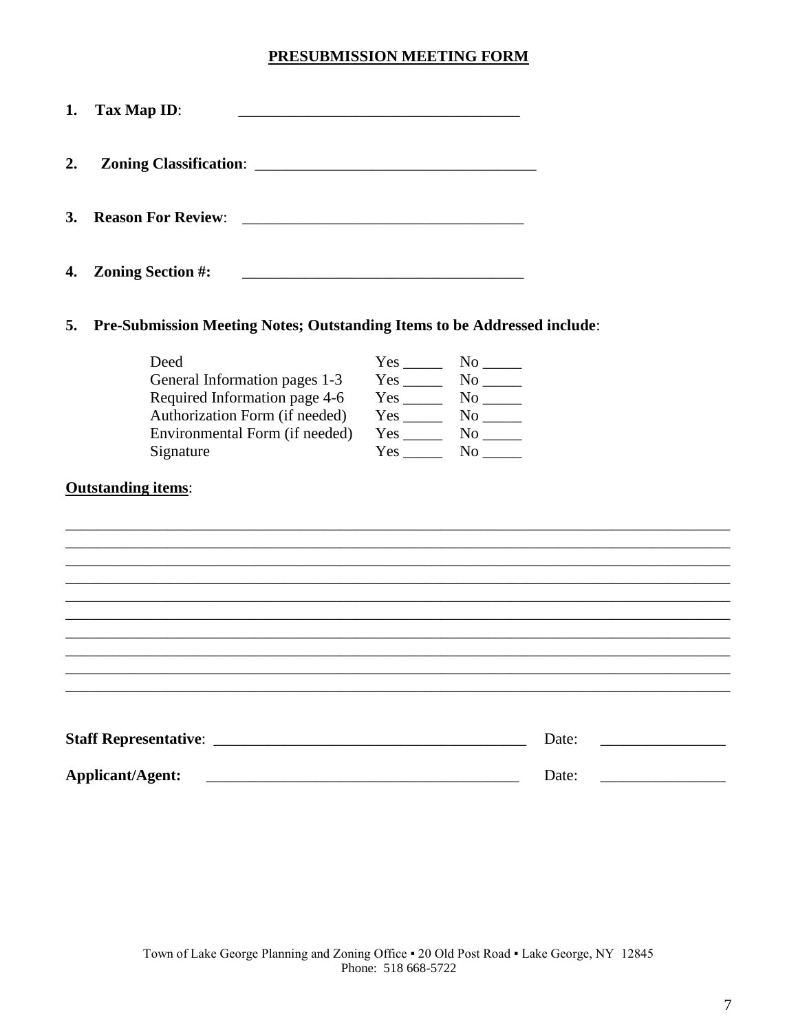# PRESUBMISSION MEETING FORM

1. **Tax Map ID**: ___________________________________

2. **Zoning Classification**: ___________________________________

3. **Reason For Review**: ___________________________________

4. **Zoning Section #:** ___________________________________

5. **Pre-Submission Meeting Notes; Outstanding Items to be Addressed include**:

| | | |
|---|---|---|
| Deed | Yes _____ | No _____ |
| General Information pages 1-3 | Yes _____ | No _____ |
| Required Information page 4-6 | Yes _____ | No _____ |
| Authorization Form (if needed) | Yes _____ | No _____ |
| Environmental Form (if needed) | Yes _____ | No _____ |
| Signature | Yes _____ | No _____ |

**Outstanding items**:

_______________________________________________________________________________
_______________________________________________________________________________
_______________________________________________________________________________
_______________________________________________________________________________
_______________________________________________________________________________
_______________________________________________________________________________
_______________________________________________________________________________
_______________________________________________________________________________
_______________________________________________________________________________
_______________________________________________________________________________

**Staff Representative**: ________________________________________ Date: ________________

**Applicant/Agent:** ________________________________________ Date: ________________

Town of Lake George Planning and Zoning Office ▪ 20 Old Post Road ▪ Lake George, NY 12845
Phone: 518 668-5722